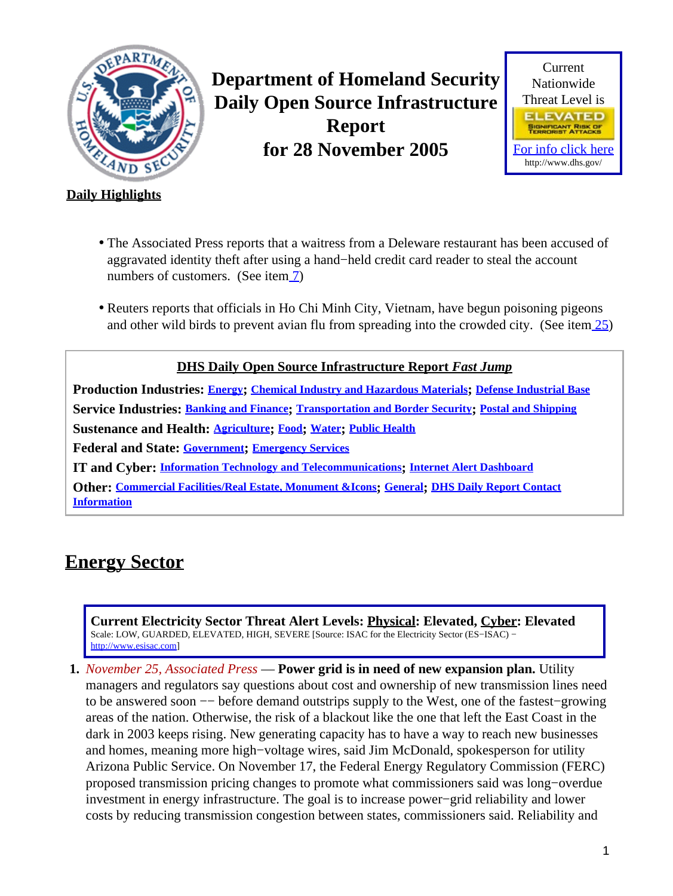# Department of Homeland Security Daily Open Source Infrastructure Report for 28 November 2005

Current Nationwide Threat Level is

ELEVATED
SIGNIFICANT RISK OF TERRORIST ATTACKS

For info click here
http://www.dhs.gov/

**Daily Highlights**

- The Associated Press reports that a waitress from a Deleware restaurant has been accused of aggravated identity theft after using a hand−held credit card reader to steal the account numbers of customers. (See item 7)
- Reuters reports that officials in Ho Chi Minh City, Vietnam, have begun poisoning pigeons and other wild birds to prevent avian flu from spreading into the crowded city. (See item 25)

**DHS Daily Open Source Infrastructure Report *Fast Jump***

**Production Industries:** Energy; Chemical Industry and Hazardous Materials; Defense Industrial Base

**Service Industries:** Banking and Finance; Transportation and Border Security; Postal and Shipping

**Sustenance and Health:** Agriculture; Food; Water; Public Health

**Federal and State:** Government; Emergency Services

**IT and Cyber:** Information Technology and Telecommunications; Internet Alert Dashboard

**Other:** Commercial Facilities/Real Estate, Monument &Icons; General; DHS Daily Report Contact Information

## Energy Sector

**Current Electricity Sector Threat Alert Levels: Physical: Elevated, Cyber: Elevated**
Scale: LOW, GUARDED, ELEVATED, HIGH, SEVERE [Source: ISAC for the Electricity Sector (ES−ISAC) − http://www.esisac.com]

1. *November 25, Associated Press* — **Power grid is in need of new expansion plan.** Utility managers and regulators say questions about cost and ownership of new transmission lines need to be answered soon −− before demand outstrips supply to the West, one of the fastest−growing areas of the nation. Otherwise, the risk of a blackout like the one that left the East Coast in the dark in 2003 keeps rising. New generating capacity has to have a way to reach new businesses and homes, meaning more high−voltage wires, said Jim McDonald, spokesperson for utility Arizona Public Service. On November 17, the Federal Energy Regulatory Commission (FERC) proposed transmission pricing changes to promote what commissioners said was long−overdue investment in energy infrastructure. The goal is to increase power−grid reliability and lower costs by reducing transmission congestion between states, commissioners said. Reliability and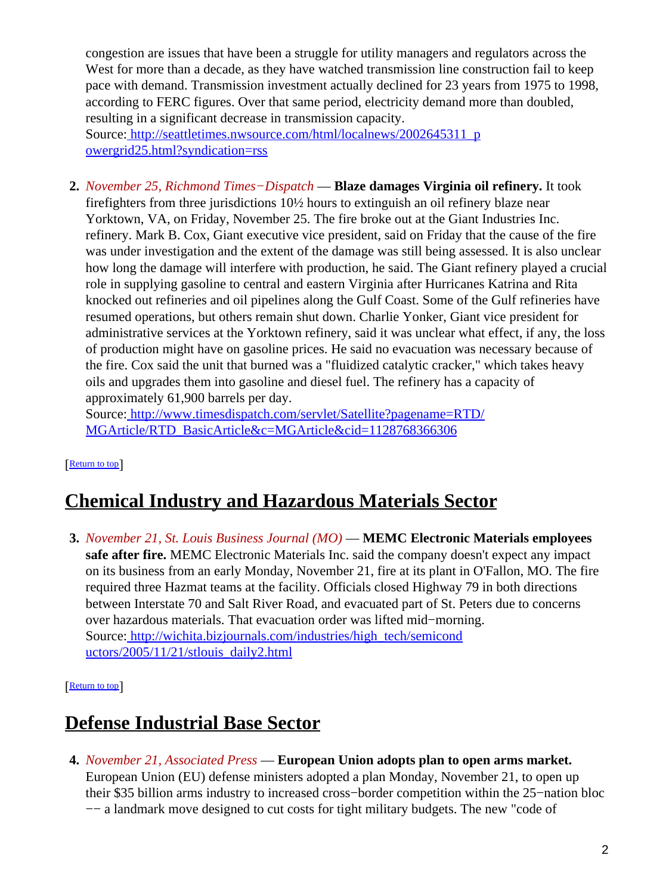congestion are issues that have been a struggle for utility managers and regulators across the West for more than a decade, as they have watched transmission line construction fail to keep pace with demand. Transmission investment actually declined for 23 years from 1975 to 1998, according to FERC figures. Over that same period, electricity demand more than doubled, resulting in a significant decrease in transmission capacity.
Source: [http://seattletimes.nwsource.com/html/localnews/2002645311_powergrid25.html?syndication=rss](http://seattletimes.nwsource.com/html/localnews/2002645311_powergrid25.html?syndication=rss)

2. *November 25, Richmond Times−Dispatch* — **Blaze damages Virginia oil refinery.** It took firefighters from three jurisdictions 10½ hours to extinguish an oil refinery blaze near Yorktown, VA, on Friday, November 25. The fire broke out at the Giant Industries Inc. refinery. Mark B. Cox, Giant executive vice president, said on Friday that the cause of the fire was under investigation and the extent of the damage was still being assessed. It is also unclear how long the damage will interfere with production, he said. The Giant refinery played a crucial role in supplying gasoline to central and eastern Virginia after Hurricanes Katrina and Rita knocked out refineries and oil pipelines along the Gulf Coast. Some of the Gulf refineries have resumed operations, but others remain shut down. Charlie Yonker, Giant vice president for administrative services at the Yorktown refinery, said it was unclear what effect, if any, the loss of production might have on gasoline prices. He said no evacuation was necessary because of the fire. Cox said the unit that burned was a "fluidized catalytic cracker," which takes heavy oils and upgrades them into gasoline and diesel fuel. The refinery has a capacity of approximately 61,900 barrels per day.
Source: [http://www.timesdispatch.com/servlet/Satellite?pagename=RTD/MGArticle/RTD_BasicArticle&c=MGArticle&cid=1128768366306](http://www.timesdispatch.com/servlet/Satellite?pagename=RTD/MGArticle/RTD_BasicArticle&c=MGArticle&cid=1128768366306)

[Return to top]

## Chemical Industry and Hazardous Materials Sector

3. *November 21, St. Louis Business Journal (MO)* — **MEMC Electronic Materials employees safe after fire.** MEMC Electronic Materials Inc. said the company doesn't expect any impact on its business from an early Monday, November 21, fire at its plant in O'Fallon, MO. The fire required three Hazmat teams at the facility. Officials closed Highway 79 in both directions between Interstate 70 and Salt River Road, and evacuated part of St. Peters due to concerns over hazardous materials. That evacuation order was lifted mid−morning.
Source: [http://wichita.bizjournals.com/industries/high_tech/semiconductors/2005/11/21/stlouis_daily2.html](http://wichita.bizjournals.com/industries/high_tech/semiconductors/2005/11/21/stlouis_daily2.html)

[Return to top]

## Defense Industrial Base Sector

4. *November 21, Associated Press* — **European Union adopts plan to open arms market.** European Union (EU) defense ministers adopted a plan Monday, November 21, to open up their $35 billion arms industry to increased cross−border competition within the 25−nation bloc −− a landmark move designed to cut costs for tight military budgets. The new "code of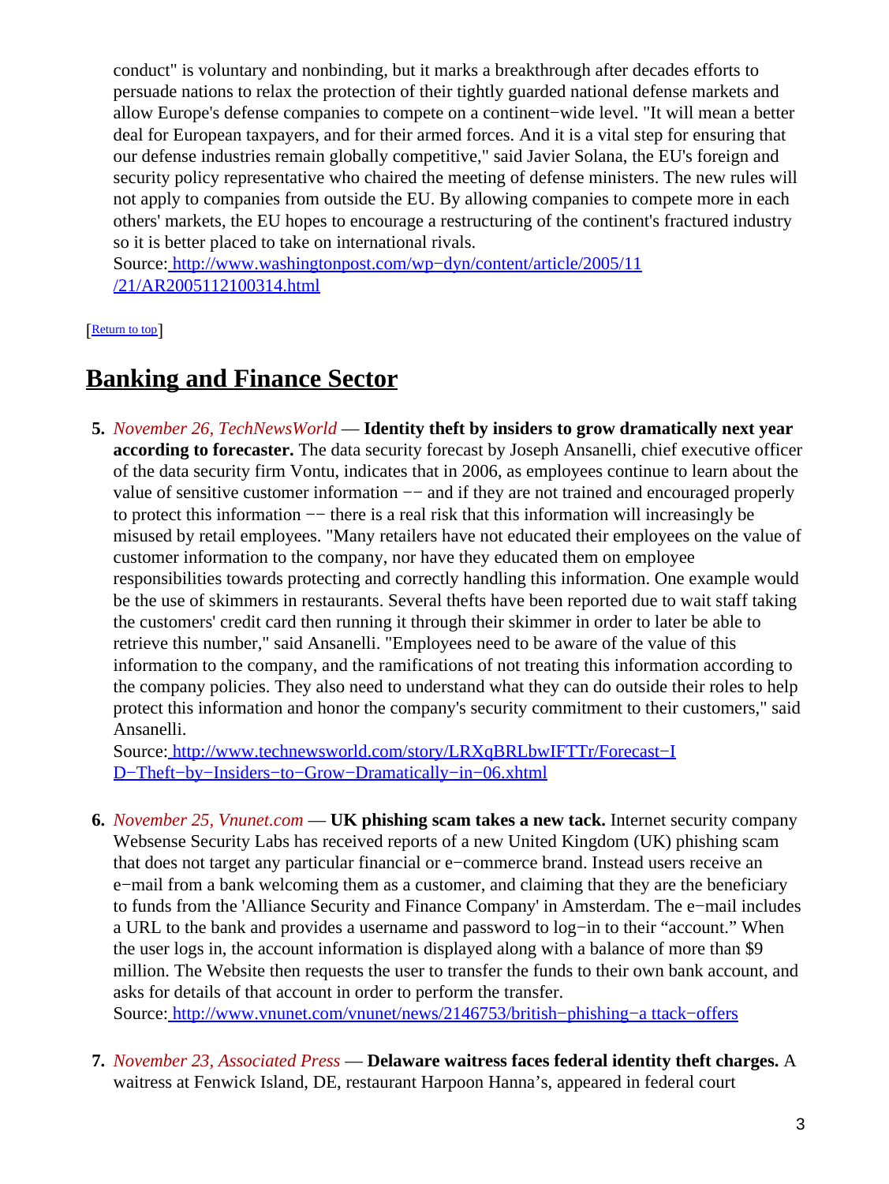conduct" is voluntary and nonbinding, but it marks a breakthrough after decades efforts to persuade nations to relax the protection of their tightly guarded national defense markets and allow Europe's defense companies to compete on a continent−wide level. "It will mean a better deal for European taxpayers, and for their armed forces. And it is a vital step for ensuring that our defense industries remain globally competitive," said Javier Solana, the EU's foreign and security policy representative who chaired the meeting of defense ministers. The new rules will not apply to companies from outside the EU. By allowing companies to compete more in each others' markets, the EU hopes to encourage a restructuring of the continent's fractured industry so it is better placed to take on international rivals.
Source: http://www.washingtonpost.com/wp−dyn/content/article/2005/11/21/AR2005112100314.html

[Return to top]

## Banking and Finance Sector

5. *November 26, TechNewsWorld* — **Identity theft by insiders to grow dramatically next year according to forecaster.** The data security forecast by Joseph Ansanelli, chief executive officer of the data security firm Vontu, indicates that in 2006, as employees continue to learn about the value of sensitive customer information −− and if they are not trained and encouraged properly to protect this information −− there is a real risk that this information will increasingly be misused by retail employees. "Many retailers have not educated their employees on the value of customer information to the company, nor have they educated them on employee responsibilities towards protecting and correctly handling this information. One example would be the use of skimmers in restaurants. Several thefts have been reported due to wait staff taking the customers' credit card then running it through their skimmer in order to later be able to retrieve this number," said Ansanelli. "Employees need to be aware of the value of this information to the company, and the ramifications of not treating this information according to the company policies. They also need to understand what they can do outside their roles to help protect this information and honor the company's security commitment to their customers," said Ansanelli.
Source: http://www.technewsworld.com/story/LRXqBRLbwIFTTr/Forecast−ID−Theft−by−Insiders−to−Grow−Dramatically−in−06.xhtml

6. *November 25, Vnunet.com* — **UK phishing scam takes a new tack.** Internet security company Websense Security Labs has received reports of a new United Kingdom (UK) phishing scam that does not target any particular financial or e−commerce brand. Instead users receive an e−mail from a bank welcoming them as a customer, and claiming that they are the beneficiary to funds from the 'Alliance Security and Finance Company' in Amsterdam. The e−mail includes a URL to the bank and provides a username and password to log−in to their "account." When the user logs in, the account information is displayed along with a balance of more than $9 million. The Website then requests the user to transfer the funds to their own bank account, and asks for details of that account in order to perform the transfer.
Source: http://www.vnunet.com/vnunet/news/2146753/british−phishing−a ttack−offers

7. *November 23, Associated Press* — **Delaware waitress faces federal identity theft charges.** A waitress at Fenwick Island, DE, restaurant Harpoon Hanna's, appeared in federal court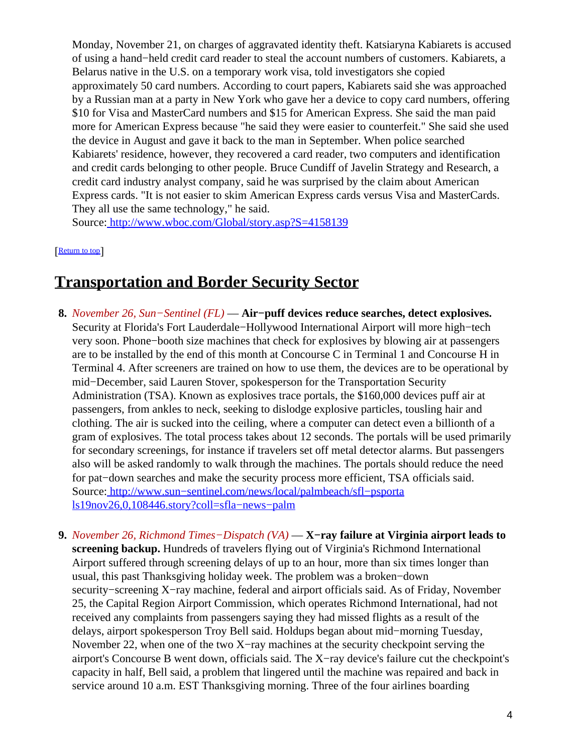Monday, November 21, on charges of aggravated identity theft. Katsiaryna Kabiarets is accused of using a hand−held credit card reader to steal the account numbers of customers. Kabiarets, a Belarus native in the U.S. on a temporary work visa, told investigators she copied approximately 50 card numbers. According to court papers, Kabiarets said she was approached by a Russian man at a party in New York who gave her a device to copy card numbers, offering $10 for Visa and MasterCard numbers and $15 for American Express. She said the man paid more for American Express because "he said they were easier to counterfeit." She said she used the device in August and gave it back to the man in September. When police searched Kabiarets' residence, however, they recovered a card reader, two computers and identification and credit cards belonging to other people. Bruce Cundiff of Javelin Strategy and Research, a credit card industry analyst company, said he was surprised by the claim about American Express cards. "It is not easier to skim American Express cards versus Visa and MasterCards. They all use the same technology," he said.
Source: http://www.wboc.com/Global/story.asp?S=4158139

[Return to top]

## Transportation and Border Security Sector

8. *November 26, Sun−Sentinel (FL)* — **Air−puff devices reduce searches, detect explosives.** Security at Florida's Fort Lauderdale−Hollywood International Airport will more high−tech very soon. Phone−booth size machines that check for explosives by blowing air at passengers are to be installed by the end of this month at Concourse C in Terminal 1 and Concourse H in Terminal 4. After screeners are trained on how to use them, the devices are to be operational by mid−December, said Lauren Stover, spokesperson for the Transportation Security Administration (TSA). Known as explosives trace portals, the $160,000 devices puff air at passengers, from ankles to neck, seeking to dislodge explosive particles, tousling hair and clothing. The air is sucked into the ceiling, where a computer can detect even a billionth of a gram of explosives. The total process takes about 12 seconds. The portals will be used primarily for secondary screenings, for instance if travelers set off metal detector alarms. But passengers also will be asked randomly to walk through the machines. The portals should reduce the need for pat−down searches and make the security process more efficient, TSA officials said.
Source: http://www.sun−sentinel.com/news/local/palmbeach/sfl−psportals19nov26,0,108446.story?coll=sfla−news−palm

9. *November 26, Richmond Times−Dispatch (VA)* — **X−ray failure at Virginia airport leads to screening backup.** Hundreds of travelers flying out of Virginia's Richmond International Airport suffered through screening delays of up to an hour, more than six times longer than usual, this past Thanksgiving holiday week. The problem was a broken−down security−screening X−ray machine, federal and airport officials said. As of Friday, November 25, the Capital Region Airport Commission, which operates Richmond International, had not received any complaints from passengers saying they had missed flights as a result of the delays, airport spokesperson Troy Bell said. Holdups began about mid−morning Tuesday, November 22, when one of the two X−ray machines at the security checkpoint serving the airport's Concourse B went down, officials said. The X−ray device's failure cut the checkpoint's capacity in half, Bell said, a problem that lingered until the machine was repaired and back in service around 10 a.m. EST Thanksgiving morning. Three of the four airlines boarding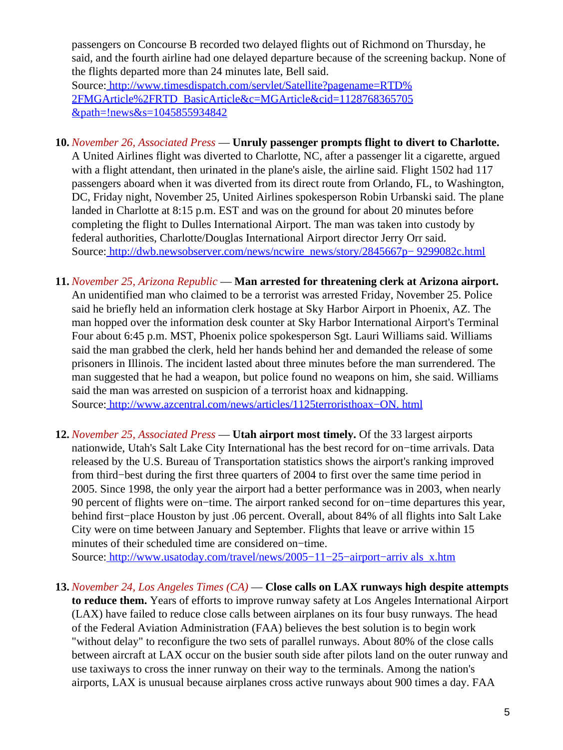passengers on Concourse B recorded two delayed flights out of Richmond on Thursday, he said, and the fourth airline had one delayed departure because of the screening backup. None of the flights departed more than 24 minutes late, Bell said.
Source: http://www.timesdispatch.com/servlet/Satellite?pagename=RTD%2FMGArticle%2FRTD_BasicArticle&c=MGArticle&cid=1128768365705&path=!news&s=1045855934842

10. *November 26, Associated Press* — **Unruly passenger prompts flight to divert to Charlotte.** A United Airlines flight was diverted to Charlotte, NC, after a passenger lit a cigarette, argued with a flight attendant, then urinated in the plane's aisle, the airline said. Flight 1502 had 117 passengers aboard when it was diverted from its direct route from Orlando, FL, to Washington, DC, Friday night, November 25, United Airlines spokesperson Robin Urbanski said. The plane landed in Charlotte at 8:15 p.m. EST and was on the ground for about 20 minutes before completing the flight to Dulles International Airport. The man was taken into custody by federal authorities, Charlotte/Douglas International Airport director Jerry Orr said.
Source: http://dwb.newsobserver.com/news/ncwire_news/story/2845667p−9299082c.html

11. *November 25, Arizona Republic* — **Man arrested for threatening clerk at Arizona airport.** An unidentified man who claimed to be a terrorist was arrested Friday, November 25. Police said he briefly held an information clerk hostage at Sky Harbor Airport in Phoenix, AZ. The man hopped over the information desk counter at Sky Harbor International Airport's Terminal Four about 6:45 p.m. MST, Phoenix police spokesperson Sgt. Lauri Williams said. Williams said the man grabbed the clerk, held her hands behind her and demanded the release of some prisoners in Illinois. The incident lasted about three minutes before the man surrendered. The man suggested that he had a weapon, but police found no weapons on him, she said. Williams said the man was arrested on suspicion of a terrorist hoax and kidnapping.
Source: http://www.azcentral.com/news/articles/1125terroristhoax−ON.html

12. *November 25, Associated Press* — **Utah airport most timely.** Of the 33 largest airports nationwide, Utah's Salt Lake City International has the best record for on−time arrivals. Data released by the U.S. Bureau of Transportation statistics shows the airport's ranking improved from third−best during the first three quarters of 2004 to first over the same time period in 2005. Since 1998, the only year the airport had a better performance was in 2003, when nearly 90 percent of flights were on−time. The airport ranked second for on−time departures this year, behind first−place Houston by just .06 percent. Overall, about 84% of all flights into Salt Lake City were on time between January and September. Flights that leave or arrive within 15 minutes of their scheduled time are considered on−time.
Source: http://www.usatoday.com/travel/news/2005−11−25−airport−arrivals_x.htm

13. *November 24, Los Angeles Times (CA)* — **Close calls on LAX runways high despite attempts to reduce them.** Years of efforts to improve runway safety at Los Angeles International Airport (LAX) have failed to reduce close calls between airplanes on its four busy runways. The head of the Federal Aviation Administration (FAA) believes the best solution is to begin work "without delay" to reconfigure the two sets of parallel runways. About 80% of the close calls between aircraft at LAX occur on the busier south side after pilots land on the outer runway and use taxiways to cross the inner runway on their way to the terminals. Among the nation's airports, LAX is unusual because airplanes cross active runways about 900 times a day. FAA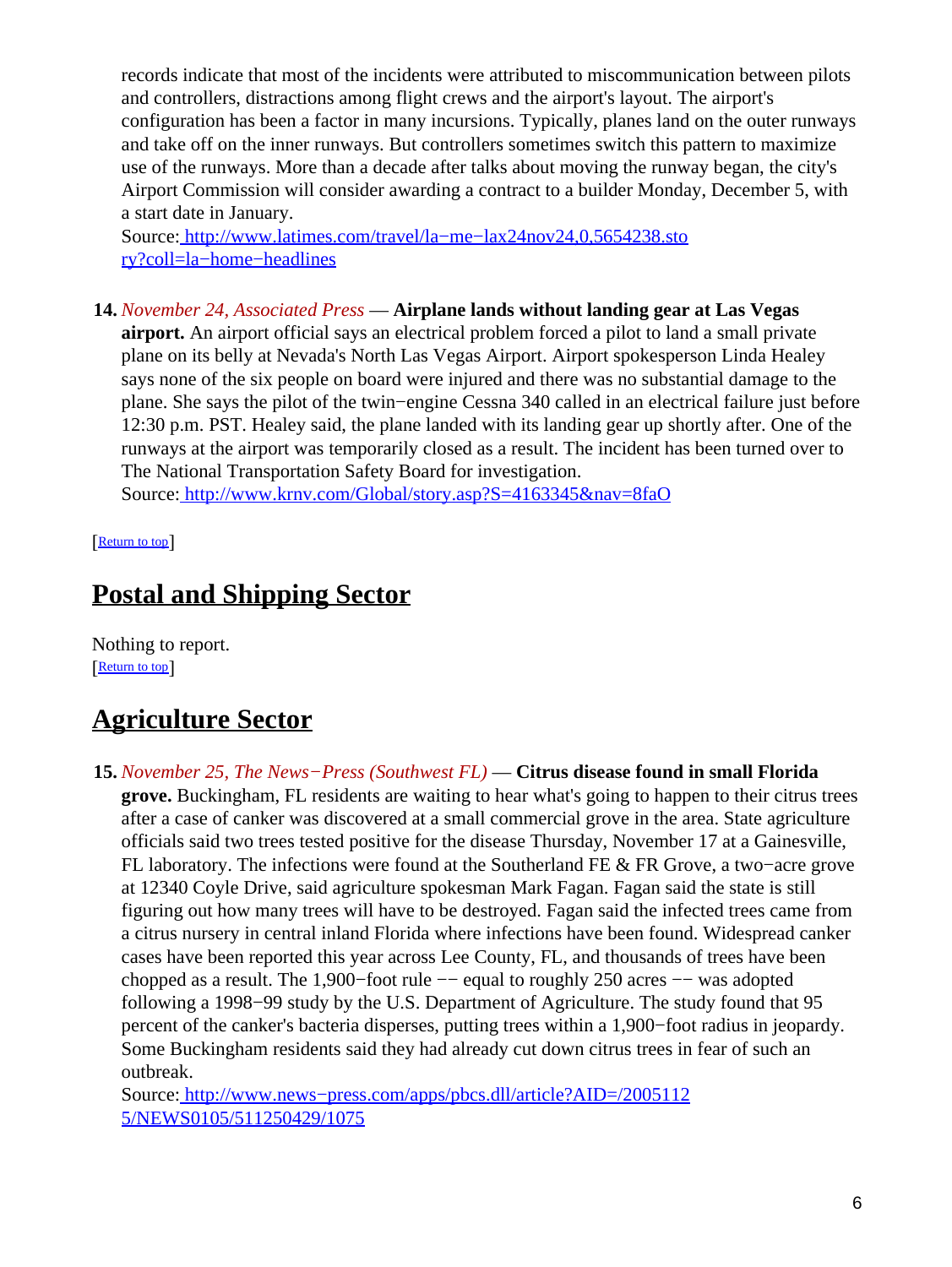records indicate that most of the incidents were attributed to miscommunication between pilots and controllers, distractions among flight crews and the airport's layout. The airport's configuration has been a factor in many incursions. Typically, planes land on the outer runways and take off on the inner runways. But controllers sometimes switch this pattern to maximize use of the runways. More than a decade after talks about moving the runway began, the city's Airport Commission will consider awarding a contract to a builder Monday, December 5, with a start date in January.
Source: [http://www.latimes.com/travel/la−me−lax24nov24,0,5654238.story?coll=la−home−headlines](http://www.latimes.com/travel/la−me−lax24nov24,0,5654238.story?coll=la−home−headlines)

14. *November 24, Associated Press* — **Airplane lands without landing gear at Las Vegas airport.** An airport official says an electrical problem forced a pilot to land a small private plane on its belly at Nevada's North Las Vegas Airport. Airport spokesperson Linda Healey says none of the six people on board were injured and there was no substantial damage to the plane. She says the pilot of the twin−engine Cessna 340 called in an electrical failure just before 12:30 p.m. PST. Healey said, the plane landed with its landing gear up shortly after. One of the runways at the airport was temporarily closed as a result. The incident has been turned over to The National Transportation Safety Board for investigation.
Source: [http://www.krnv.com/Global/story.asp?S=4163345&nav=8faO](http://www.krnv.com/Global/story.asp?S=4163345&nav=8faO)

[Return to top]

## Postal and Shipping Sector

Nothing to report.
[Return to top]

## Agriculture Sector

15. *November 25, The News−Press (Southwest FL)* — **Citrus disease found in small Florida grove.** Buckingham, FL residents are waiting to hear what's going to happen to their citrus trees after a case of canker was discovered at a small commercial grove in the area. State agriculture officials said two trees tested positive for the disease Thursday, November 17 at a Gainesville, FL laboratory. The infections were found at the Southerland FE & FR Grove, a two−acre grove at 12340 Coyle Drive, said agriculture spokesman Mark Fagan. Fagan said the state is still figuring out how many trees will have to be destroyed. Fagan said the infected trees came from a citrus nursery in central inland Florida where infections have been found. Widespread canker cases have been reported this year across Lee County, FL, and thousands of trees have been chopped as a result. The 1,900−foot rule −− equal to roughly 250 acres −− was adopted following a 1998−99 study by the U.S. Department of Agriculture. The study found that 95 percent of the canker's bacteria disperses, putting trees within a 1,900−foot radius in jeopardy. Some Buckingham residents said they had already cut down citrus trees in fear of such an outbreak.
Source: [http://www.news−press.com/apps/pbcs.dll/article?AID=/20051125/NEWS0105/511250429/1075](http://www.news−press.com/apps/pbcs.dll/article?AID=/20051125/NEWS0105/511250429/1075)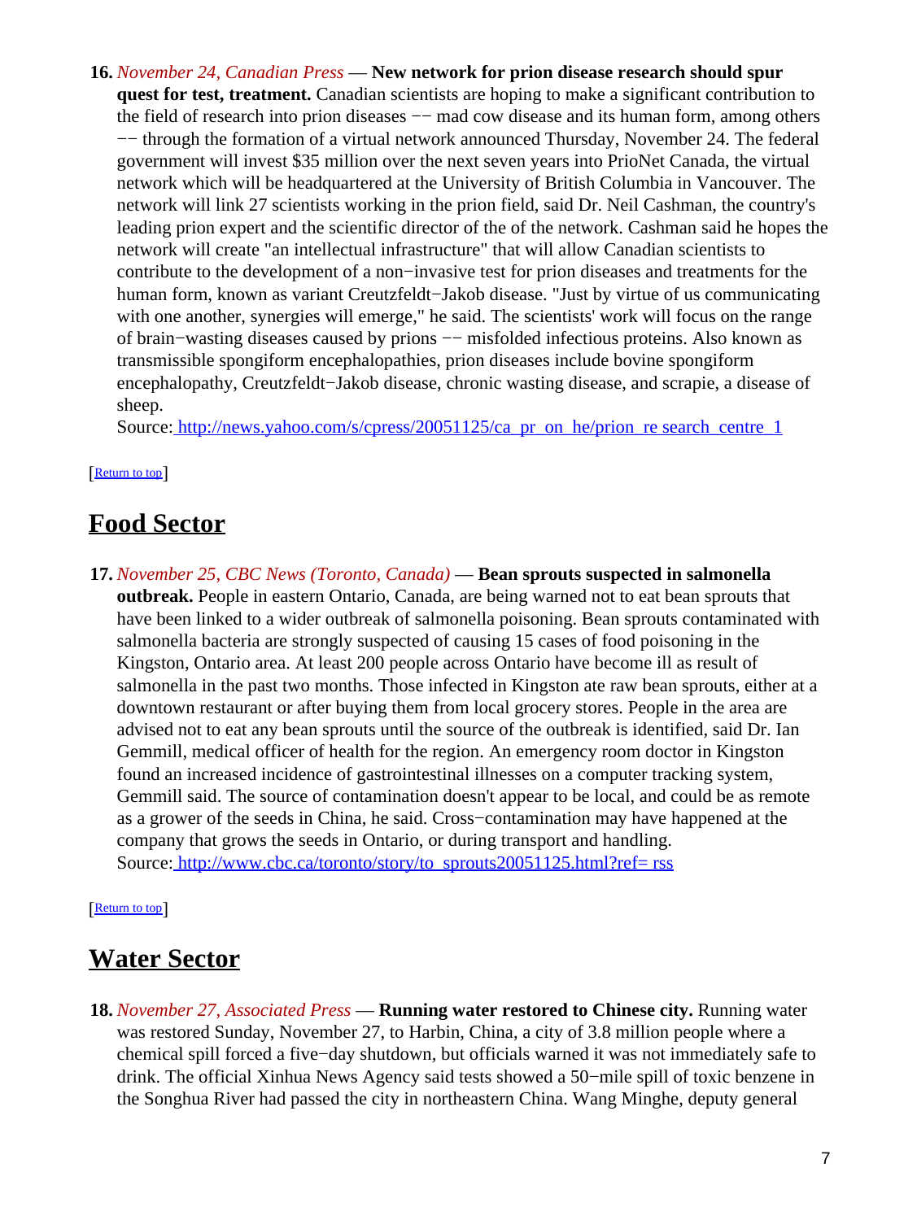16. *November 24, Canadian Press* — **New network for prion disease research should spur quest for test, treatment.** Canadian scientists are hoping to make a significant contribution to the field of research into prion diseases −− mad cow disease and its human form, among others −− through the formation of a virtual network announced Thursday, November 24. The federal government will invest $35 million over the next seven years into PrioNet Canada, the virtual network which will be headquartered at the University of British Columbia in Vancouver. The network will link 27 scientists working in the prion field, said Dr. Neil Cashman, the country's leading prion expert and the scientific director of the of the network. Cashman said he hopes the network will create "an intellectual infrastructure" that will allow Canadian scientists to contribute to the development of a non−invasive test for prion diseases and treatments for the human form, known as variant Creutzfeldt−Jakob disease. "Just by virtue of us communicating with one another, synergies will emerge," he said. The scientists' work will focus on the range of brain−wasting diseases caused by prions −− misfolded infectious proteins. Also known as transmissible spongiform encephalopathies, prion diseases include bovine spongiform encephalopathy, Creutzfeldt−Jakob disease, chronic wasting disease, and scrapie, a disease of sheep.
Source: http://news.yahoo.com/s/cpress/20051125/ca_pr_on_he/prion_re search_centre_1

[Return to top]

## Food Sector

17. *November 25, CBC News (Toronto, Canada)* — **Bean sprouts suspected in salmonella outbreak.** People in eastern Ontario, Canada, are being warned not to eat bean sprouts that have been linked to a wider outbreak of salmonella poisoning. Bean sprouts contaminated with salmonella bacteria are strongly suspected of causing 15 cases of food poisoning in the Kingston, Ontario area. At least 200 people across Ontario have become ill as result of salmonella in the past two months. Those infected in Kingston ate raw bean sprouts, either at a downtown restaurant or after buying them from local grocery stores. People in the area are advised not to eat any bean sprouts until the source of the outbreak is identified, said Dr. Ian Gemmill, medical officer of health for the region. An emergency room doctor in Kingston found an increased incidence of gastrointestinal illnesses on a computer tracking system, Gemmill said. The source of contamination doesn't appear to be local, and could be as remote as a grower of the seeds in China, he said. Cross−contamination may have happened at the company that grows the seeds in Ontario, or during transport and handling.
Source: http://www.cbc.ca/toronto/story/to_sprouts20051125.html?ref= rss

[Return to top]

## Water Sector

18. *November 27, Associated Press* — **Running water restored to Chinese city.** Running water was restored Sunday, November 27, to Harbin, China, a city of 3.8 million people where a chemical spill forced a five−day shutdown, but officials warned it was not immediately safe to drink. The official Xinhua News Agency said tests showed a 50−mile spill of toxic benzene in the Songhua River had passed the city in northeastern China. Wang Minghe, deputy general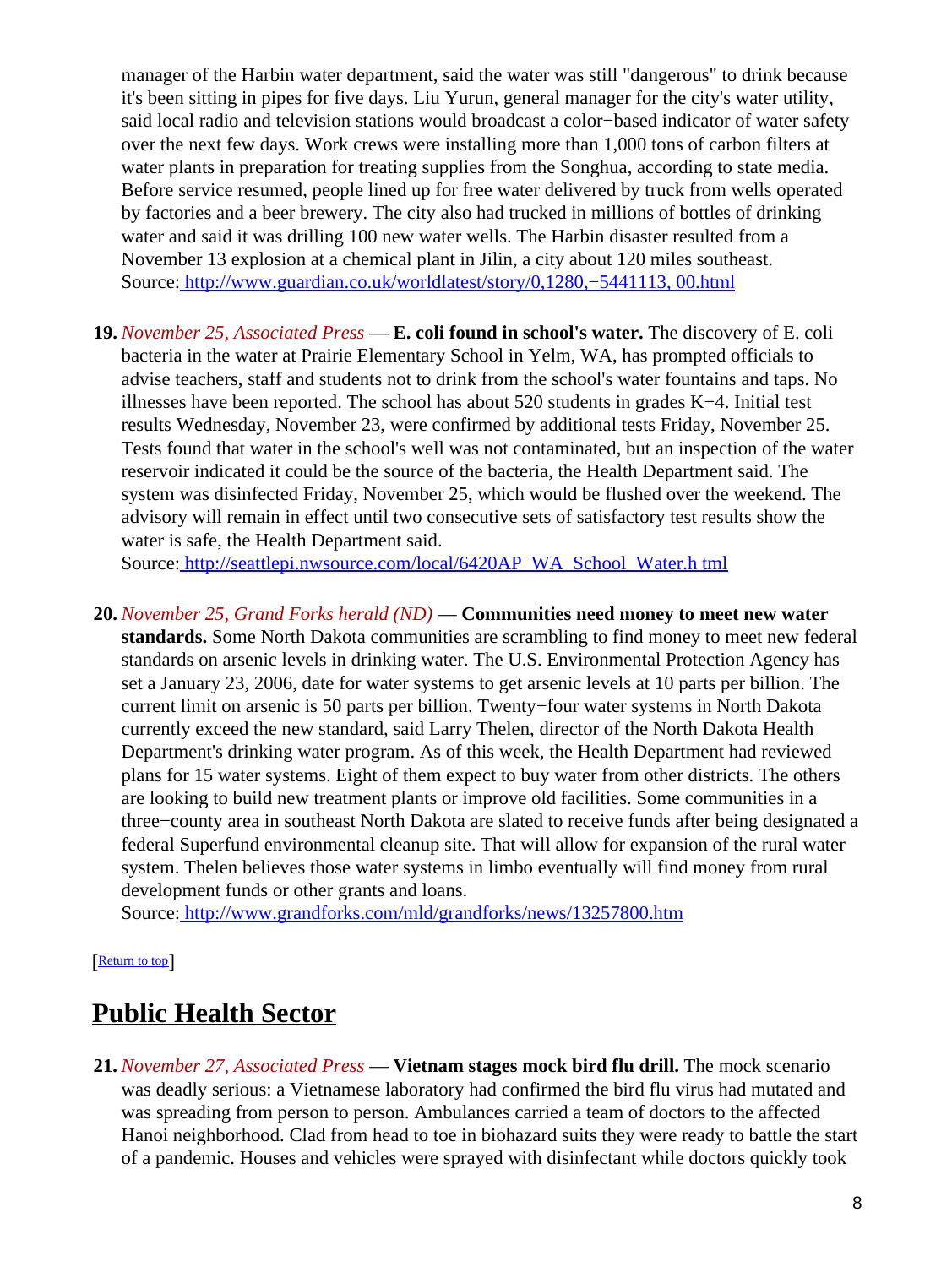manager of the Harbin water department, said the water was still "dangerous" to drink because it's been sitting in pipes for five days. Liu Yurun, general manager for the city's water utility, said local radio and television stations would broadcast a color−based indicator of water safety over the next few days. Work crews were installing more than 1,000 tons of carbon filters at water plants in preparation for treating supplies from the Songhua, according to state media. Before service resumed, people lined up for free water delivered by truck from wells operated by factories and a beer brewery. The city also had trucked in millions of bottles of drinking water and said it was drilling 100 new water wells. The Harbin disaster resulted from a November 13 explosion at a chemical plant in Jilin, a city about 120 miles southeast.
Source: [http://www.guardian.co.uk/worldlatest/story/0,1280,−5441113, 00.html](http://www.guardian.co.uk/worldlatest/story/0,1280,−5441113,00.html)

19. *November 25, Associated Press* — **E. coli found in school's water.** The discovery of E. coli bacteria in the water at Prairie Elementary School in Yelm, WA, has prompted officials to advise teachers, staff and students not to drink from the school's water fountains and taps. No illnesses have been reported. The school has about 520 students in grades K−4. Initial test results Wednesday, November 23, were confirmed by additional tests Friday, November 25. Tests found that water in the school's well was not contaminated, but an inspection of the water reservoir indicated it could be the source of the bacteria, the Health Department said. The system was disinfected Friday, November 25, which would be flushed over the weekend. The advisory will remain in effect until two consecutive sets of satisfactory test results show the water is safe, the Health Department said.
Source: [http://seattlepi.nwsource.com/local/6420AP_WA_School_Water.h tml](http://seattlepi.nwsource.com/local/6420AP_WA_School_Water.html)

20. *November 25, Grand Forks herald (ND)* — **Communities need money to meet new water standards.** Some North Dakota communities are scrambling to find money to meet new federal standards on arsenic levels in drinking water. The U.S. Environmental Protection Agency has set a January 23, 2006, date for water systems to get arsenic levels at 10 parts per billion. The current limit on arsenic is 50 parts per billion. Twenty−four water systems in North Dakota currently exceed the new standard, said Larry Thelen, director of the North Dakota Health Department's drinking water program. As of this week, the Health Department had reviewed plans for 15 water systems. Eight of them expect to buy water from other districts. The others are looking to build new treatment plants or improve old facilities. Some communities in a three−county area in southeast North Dakota are slated to receive funds after being designated a federal Superfund environmental cleanup site. That will allow for expansion of the rural water system. Thelen believes those water systems in limbo eventually will find money from rural development funds or other grants and loans.
Source: [http://www.grandforks.com/mld/grandforks/news/13257800.htm](http://www.grandforks.com/mld/grandforks/news/13257800.htm)

[Return to top]

## Public Health Sector

21. *November 27, Associated Press* — **Vietnam stages mock bird flu drill.** The mock scenario was deadly serious: a Vietnamese laboratory had confirmed the bird flu virus had mutated and was spreading from person to person. Ambulances carried a team of doctors to the affected Hanoi neighborhood. Clad from head to toe in biohazard suits they were ready to battle the start of a pandemic. Houses and vehicles were sprayed with disinfectant while doctors quickly took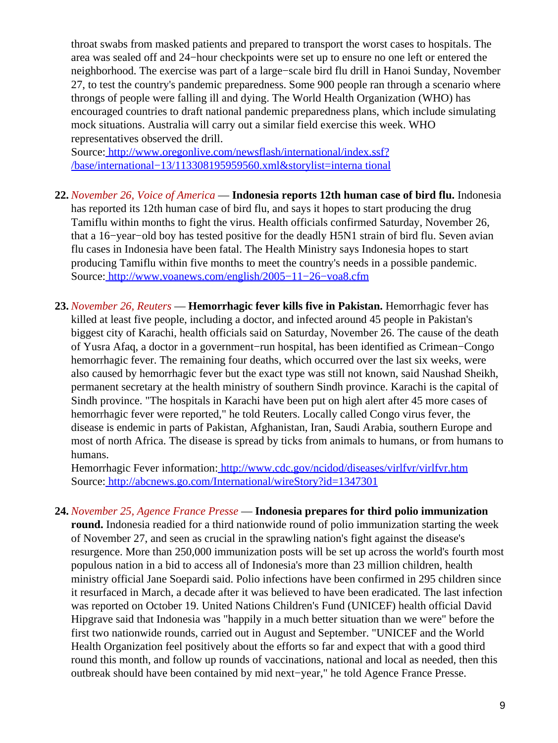throat swabs from masked patients and prepared to transport the worst cases to hospitals. The area was sealed off and 24−hour checkpoints were set up to ensure no one left or entered the neighborhood. The exercise was part of a large−scale bird flu drill in Hanoi Sunday, November 27, to test the country's pandemic preparedness. Some 900 people ran through a scenario where throngs of people were falling ill and dying. The World Health Organization (WHO) has encouraged countries to draft national pandemic preparedness plans, which include simulating mock situations. Australia will carry out a similar field exercise this week. WHO representatives observed the drill.
Source: [http://www.oregonlive.com/newsflash/international/index.ssf?/base/international−13/113308195959560.xml&storylist=interna tional](http://www.oregonlive.com/newsflash/international/index.ssf?/base/international-13/113308195959560.xml&storylist=international)

22. *November 26, Voice of America* — **Indonesia reports 12th human case of bird flu.** Indonesia has reported its 12th human case of bird flu, and says it hopes to start producing the drug Tamiflu within months to fight the virus. Health officials confirmed Saturday, November 26, that a 16−year−old boy has tested positive for the deadly H5N1 strain of bird flu. Seven avian flu cases in Indonesia have been fatal. The Health Ministry says Indonesia hopes to start producing Tamiflu within five months to meet the country's needs in a possible pandemic.
Source: [http://www.voanews.com/english/2005−11−26−voa8.cfm](http://www.voanews.com/english/2005-11-26-voa8.cfm)

23. *November 26, Reuters* — **Hemorrhagic fever kills five in Pakistan.** Hemorrhagic fever has killed at least five people, including a doctor, and infected around 45 people in Pakistan's biggest city of Karachi, health officials said on Saturday, November 26. The cause of the death of Yusra Afaq, a doctor in a government−run hospital, has been identified as Crimean−Congo hemorrhagic fever. The remaining four deaths, which occurred over the last six weeks, were also caused by hemorrhagic fever but the exact type was still not known, said Naushad Sheikh, permanent secretary at the health ministry of southern Sindh province. Karachi is the capital of Sindh province. "The hospitals in Karachi have been put on high alert after 45 more cases of hemorrhagic fever were reported," he told Reuters. Locally called Congo virus fever, the disease is endemic in parts of Pakistan, Afghanistan, Iran, Saudi Arabia, southern Europe and most of north Africa. The disease is spread by ticks from animals to humans, or from humans to humans.
Hemorrhagic Fever information: [http://www.cdc.gov/ncidod/diseases/virlfvr/virlfvr.htm](http://www.cdc.gov/ncidod/diseases/virlfvr/virlfvr.htm)
Source: [http://abcnews.go.com/International/wireStory?id=1347301](http://abcnews.go.com/International/wireStory?id=1347301)

24. *November 25, Agence France Presse* — **Indonesia prepares for third polio immunization round.** Indonesia readied for a third nationwide round of polio immunization starting the week of November 27, and seen as crucial in the sprawling nation's fight against the disease's resurgence. More than 250,000 immunization posts will be set up across the world's fourth most populous nation in a bid to access all of Indonesia's more than 23 million children, health ministry official Jane Soepardi said. Polio infections have been confirmed in 295 children since it resurfaced in March, a decade after it was believed to have been eradicated. The last infection was reported on October 19. United Nations Children's Fund (UNICEF) health official David Hipgrave said that Indonesia was "happily in a much better situation than we were" before the first two nationwide rounds, carried out in August and September. "UNICEF and the World Health Organization feel positively about the efforts so far and expect that with a good third round this month, and follow up rounds of vaccinations, national and local as needed, then this outbreak should have been contained by mid next−year," he told Agence France Presse.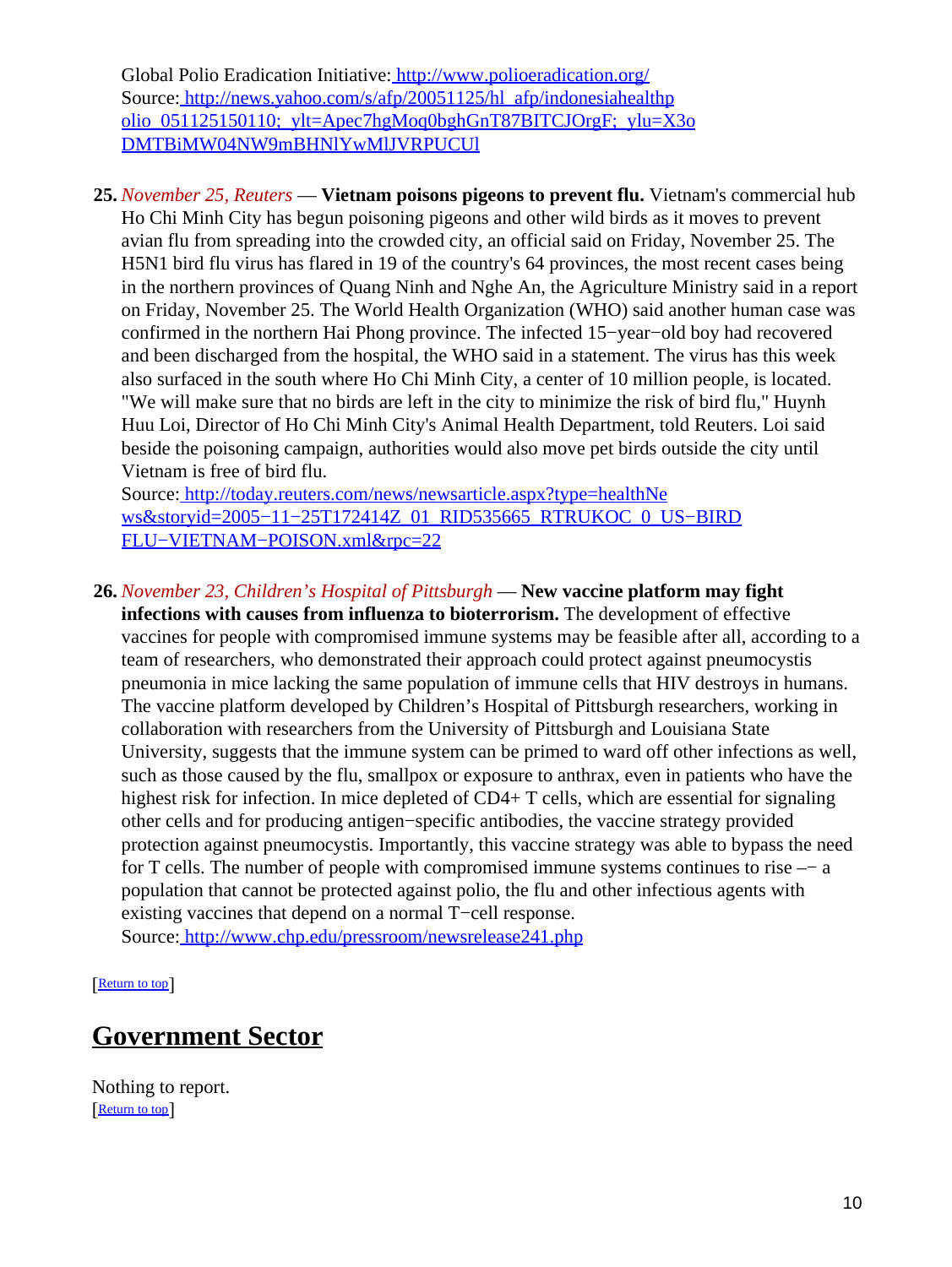Global Polio Eradication Initiative: http://www.polioeradication.org/
Source: http://news.yahoo.com/s/afp/20051125/hl_afp/indonesiahealthpolio_051125150110;_ylt=Apec7hgMoq0bghGnT87BITCJOrgF;_ylu=X3oDMTBiMW04NW9mBHNlYwMlJVRPUCUl

25. *November 25, Reuters* — **Vietnam poisons pigeons to prevent flu.** Vietnam's commercial hub Ho Chi Minh City has begun poisoning pigeons and other wild birds as it moves to prevent avian flu from spreading into the crowded city, an official said on Friday, November 25. The H5N1 bird flu virus has flared in 19 of the country's 64 provinces, the most recent cases being in the northern provinces of Quang Ninh and Nghe An, the Agriculture Ministry said in a report on Friday, November 25. The World Health Organization (WHO) said another human case was confirmed in the northern Hai Phong province. The infected 15−year−old boy had recovered and been discharged from the hospital, the WHO said in a statement. The virus has this week also surfaced in the south where Ho Chi Minh City, a center of 10 million people, is located. "We will make sure that no birds are left in the city to minimize the risk of bird flu," Huynh Huu Loi, Director of Ho Chi Minh City's Animal Health Department, told Reuters. Loi said beside the poisoning campaign, authorities would also move pet birds outside the city until Vietnam is free of bird flu.
Source: http://today.reuters.com/news/newsarticle.aspx?type=healthNews&storyid=2005−11−25T172414Z_01_RID535665_RTRUKOC_0_US−BIRDFLU−VIETNAM−POISON.xml&rpc=22

26. *November 23, Children's Hospital of Pittsburgh* — **New vaccine platform may fight infections with causes from influenza to bioterrorism.** The development of effective vaccines for people with compromised immune systems may be feasible after all, according to a team of researchers, who demonstrated their approach could protect against pneumocystis pneumonia in mice lacking the same population of immune cells that HIV destroys in humans. The vaccine platform developed by Children's Hospital of Pittsburgh researchers, working in collaboration with researchers from the University of Pittsburgh and Louisiana State University, suggests that the immune system can be primed to ward off other infections as well, such as those caused by the flu, smallpox or exposure to anthrax, even in patients who have the highest risk for infection. In mice depleted of CD4+ T cells, which are essential for signaling other cells and for producing antigen−specific antibodies, the vaccine strategy provided protection against pneumocystis. Importantly, this vaccine strategy was able to bypass the need for T cells. The number of people with compromised immune systems continues to rise –− a population that cannot be protected against polio, the flu and other infectious agents with existing vaccines that depend on a normal T−cell response.
Source: http://www.chp.edu/pressroom/newsrelease241.php

[Return to top]

## Government Sector

Nothing to report.
[Return to top]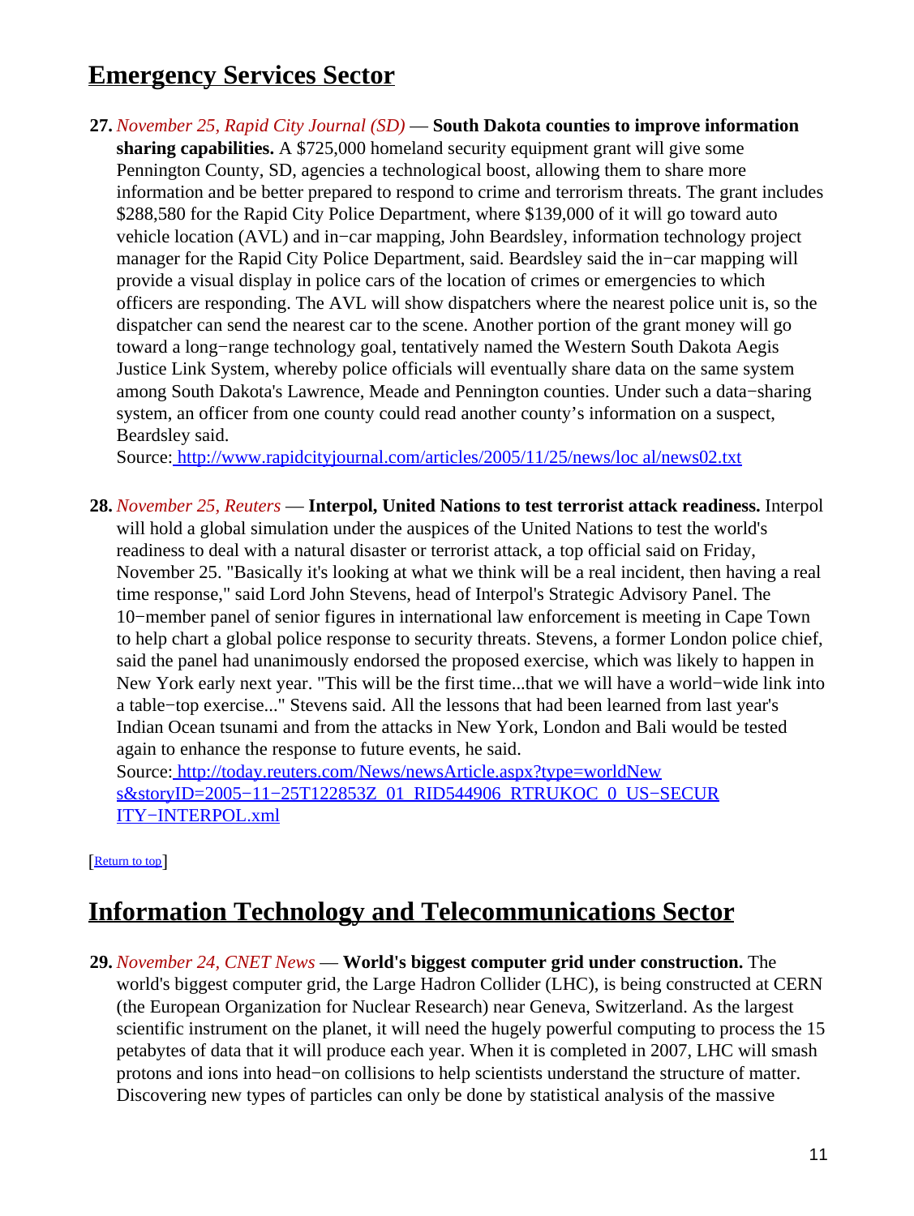## Emergency Services Sector

**27.** *November 25, Rapid City Journal (SD)* — **South Dakota counties to improve information sharing capabilities.** A $725,000 homeland security equipment grant will give some Pennington County, SD, agencies a technological boost, allowing them to share more information and be better prepared to respond to crime and terrorism threats. The grant includes $288,580 for the Rapid City Police Department, where $139,000 of it will go toward auto vehicle location (AVL) and in−car mapping, John Beardsley, information technology project manager for the Rapid City Police Department, said. Beardsley said the in−car mapping will provide a visual display in police cars of the location of crimes or emergencies to which officers are responding. The AVL will show dispatchers where the nearest police unit is, so the dispatcher can send the nearest car to the scene. Another portion of the grant money will go toward a long−range technology goal, tentatively named the Western South Dakota Aegis Justice Link System, whereby police officials will eventually share data on the same system among South Dakota's Lawrence, Meade and Pennington counties. Under such a data−sharing system, an officer from one county could read another county's information on a suspect, Beardsley said.
Source: [http://www.rapidcityjournal.com/articles/2005/11/25/news/loc al/news02.txt](http://www.rapidcityjournal.com/articles/2005/11/25/news/local/news02.txt)

**28.** *November 25, Reuters* — **Interpol, United Nations to test terrorist attack readiness.** Interpol will hold a global simulation under the auspices of the United Nations to test the world's readiness to deal with a natural disaster or terrorist attack, a top official said on Friday, November 25. "Basically it's looking at what we think will be a real incident, then having a real time response," said Lord John Stevens, head of Interpol's Strategic Advisory Panel. The 10−member panel of senior figures in international law enforcement is meeting in Cape Town to help chart a global police response to security threats. Stevens, a former London police chief, said the panel had unanimously endorsed the proposed exercise, which was likely to happen in New York early next year. "This will be the first time...that we will have a world−wide link into a table−top exercise..." Stevens said. All the lessons that had been learned from last year's Indian Ocean tsunami and from the attacks in New York, London and Bali would be tested again to enhance the response to future events, he said.
Source: [http://today.reuters.com/News/newsArticle.aspx?type=worldNew s&storyID=2005−11−25T122853Z_01_RID544906_RTRUKOC_0_US−SECUR ITY−INTERPOL.xml](http://today.reuters.com/News/newsArticle.aspx?type=worldNews&storyID=2005-11-25T122853Z_01_RID544906_RTRUKOC_0_US-SECURITY-INTERPOL.xml)

[Return to top]

## Information Technology and Telecommunications Sector

**29.** *November 24, CNET News* — **World's biggest computer grid under construction.** The world's biggest computer grid, the Large Hadron Collider (LHC), is being constructed at CERN (the European Organization for Nuclear Research) near Geneva, Switzerland. As the largest scientific instrument on the planet, it will need the hugely powerful computing to process the 15 petabytes of data that it will produce each year. When it is completed in 2007, LHC will smash protons and ions into head−on collisions to help scientists understand the structure of matter. Discovering new types of particles can only be done by statistical analysis of the massive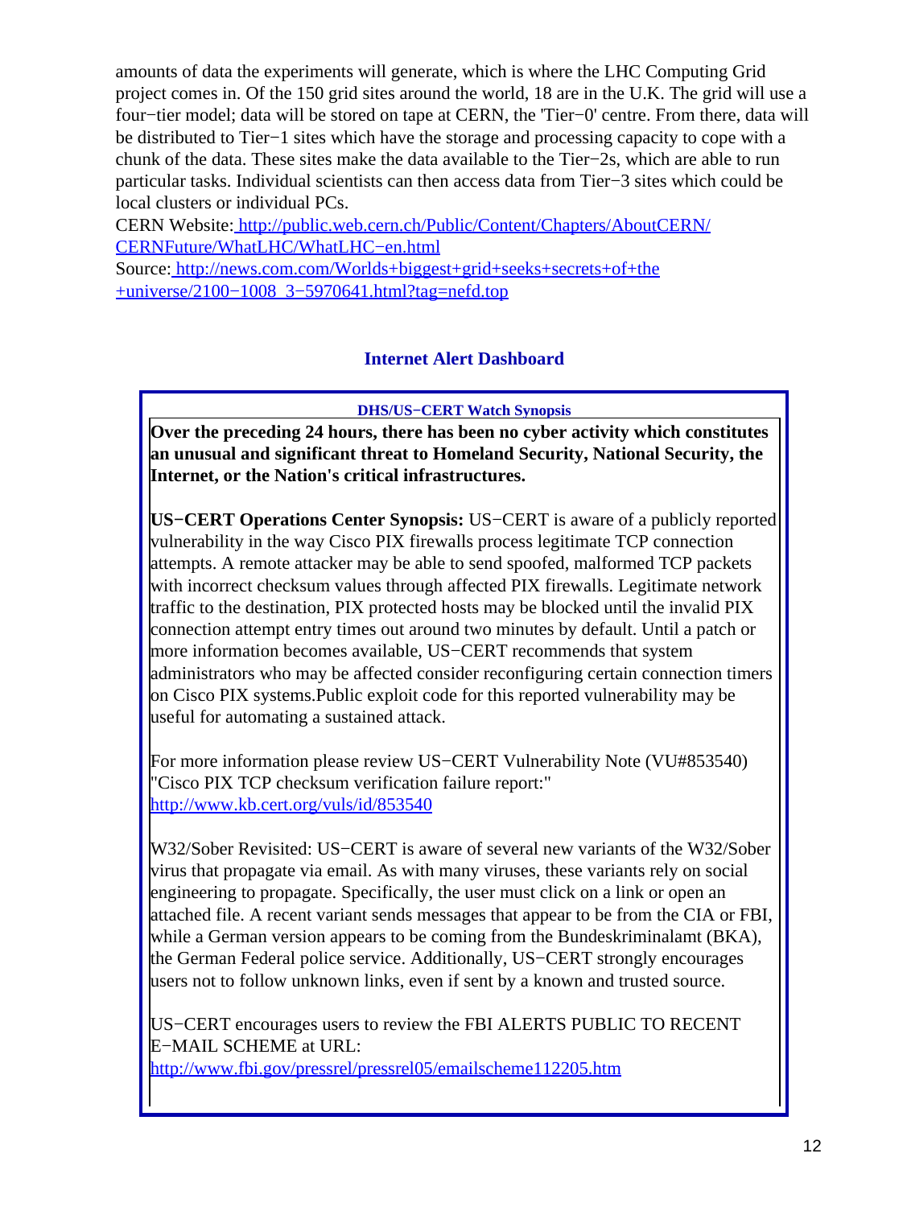amounts of data the experiments will generate, which is where the LHC Computing Grid project comes in. Of the 150 grid sites around the world, 18 are in the U.K. The grid will use a four−tier model; data will be stored on tape at CERN, the 'Tier−0' centre. From there, data will be distributed to Tier−1 sites which have the storage and processing capacity to cope with a chunk of the data. These sites make the data available to the Tier−2s, which are able to run particular tasks. Individual scientists can then access data from Tier−3 sites which could be local clusters or individual PCs.

CERN Website: http://public.web.cern.ch/Public/Content/Chapters/AboutCERN/CERNFuture/WhatLHC/WhatLHC−en.html

Source: http://news.com.com/Worlds+biggest+grid+seeks+secrets+of+the+universe/2100−1008_3−5970641.html?tag=nefd.top

## Internet Alert Dashboard

### DHS/US−CERT Watch Synopsis

**Over the preceding 24 hours, there has been no cyber activity which constitutes an unusual and significant threat to Homeland Security, National Security, the Internet, or the Nation's critical infrastructures.**

**US−CERT Operations Center Synopsis:** US−CERT is aware of a publicly reported vulnerability in the way Cisco PIX firewalls process legitimate TCP connection attempts. A remote attacker may be able to send spoofed, malformed TCP packets with incorrect checksum values through affected PIX firewalls. Legitimate network traffic to the destination, PIX protected hosts may be blocked until the invalid PIX connection attempt entry times out around two minutes by default. Until a patch or more information becomes available, US−CERT recommends that system administrators who may be affected consider reconfiguring certain connection timers on Cisco PIX systems.Public exploit code for this reported vulnerability may be useful for automating a sustained attack.

For more information please review US−CERT Vulnerability Note (VU#853540) "Cisco PIX TCP checksum verification failure report:" http://www.kb.cert.org/vuls/id/853540

W32/Sober Revisited: US−CERT is aware of several new variants of the W32/Sober virus that propagate via email. As with many viruses, these variants rely on social engineering to propagate. Specifically, the user must click on a link or open an attached file. A recent variant sends messages that appear to be from the CIA or FBI, while a German version appears to be coming from the Bundeskriminalamt (BKA), the German Federal police service. Additionally, US−CERT strongly encourages users not to follow unknown links, even if sent by a known and trusted source.

US−CERT encourages users to review the FBI ALERTS PUBLIC TO RECENT E−MAIL SCHEME at URL: http://www.fbi.gov/pressrel/pressrel05/emailscheme112205.htm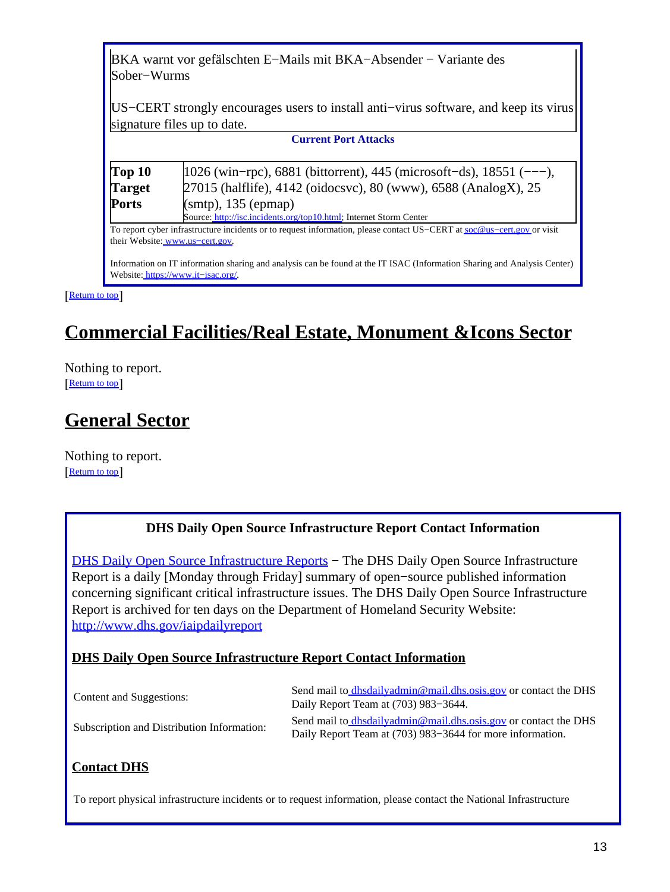BKA warnt vor gefälschten E−Mails mit BKA−Absender − Variante des Sober−Wurms

US−CERT strongly encourages users to install anti−virus software, and keep its virus signature files up to date.

**Current Port Attacks**

| **Top 10 Target Ports** | 1026 (win−rpc), 6881 (bittorrent), 445 (microsoft−ds), 18551 (−−−), 27015 (halflife), 4142 (oidocsvc), 80 (www), 6588 (AnalogX), 25 (smtp), 135 (epmap) |
| --- | --- |
| | Source: http://isc.incidents.org/top10.html; Internet Storm Center |

To report cyber infrastructure incidents or to request information, please contact US−CERT at soc@us−cert.gov or visit their Website: www.us−cert.gov.

Information on IT information sharing and analysis can be found at the IT ISAC (Information Sharing and Analysis Center) Website: https://www.it−isac.org/.

[Return to top]

# Commercial Facilities/Real Estate, Monument &Icons Sector

Nothing to report.
[Return to top]

# General Sector

Nothing to report.
[Return to top]

**DHS Daily Open Source Infrastructure Report Contact Information**

DHS Daily Open Source Infrastructure Reports − The DHS Daily Open Source Infrastructure Report is a daily [Monday through Friday] summary of open−source published information concerning significant critical infrastructure issues. The DHS Daily Open Source Infrastructure Report is archived for ten days on the Department of Homeland Security Website: http://www.dhs.gov/iaipdailyreport

**DHS Daily Open Source Infrastructure Report Contact Information**

| | |
| --- | --- |
| Content and Suggestions: | Send mail to dhsdailyadmin@mail.dhs.osis.gov or contact the DHS Daily Report Team at (703) 983−3644. |
| Subscription and Distribution Information: | Send mail to dhsdailyadmin@mail.dhs.osis.gov or contact the DHS Daily Report Team at (703) 983−3644 for more information. |

**Contact DHS**

To report physical infrastructure incidents or to request information, please contact the National Infrastructure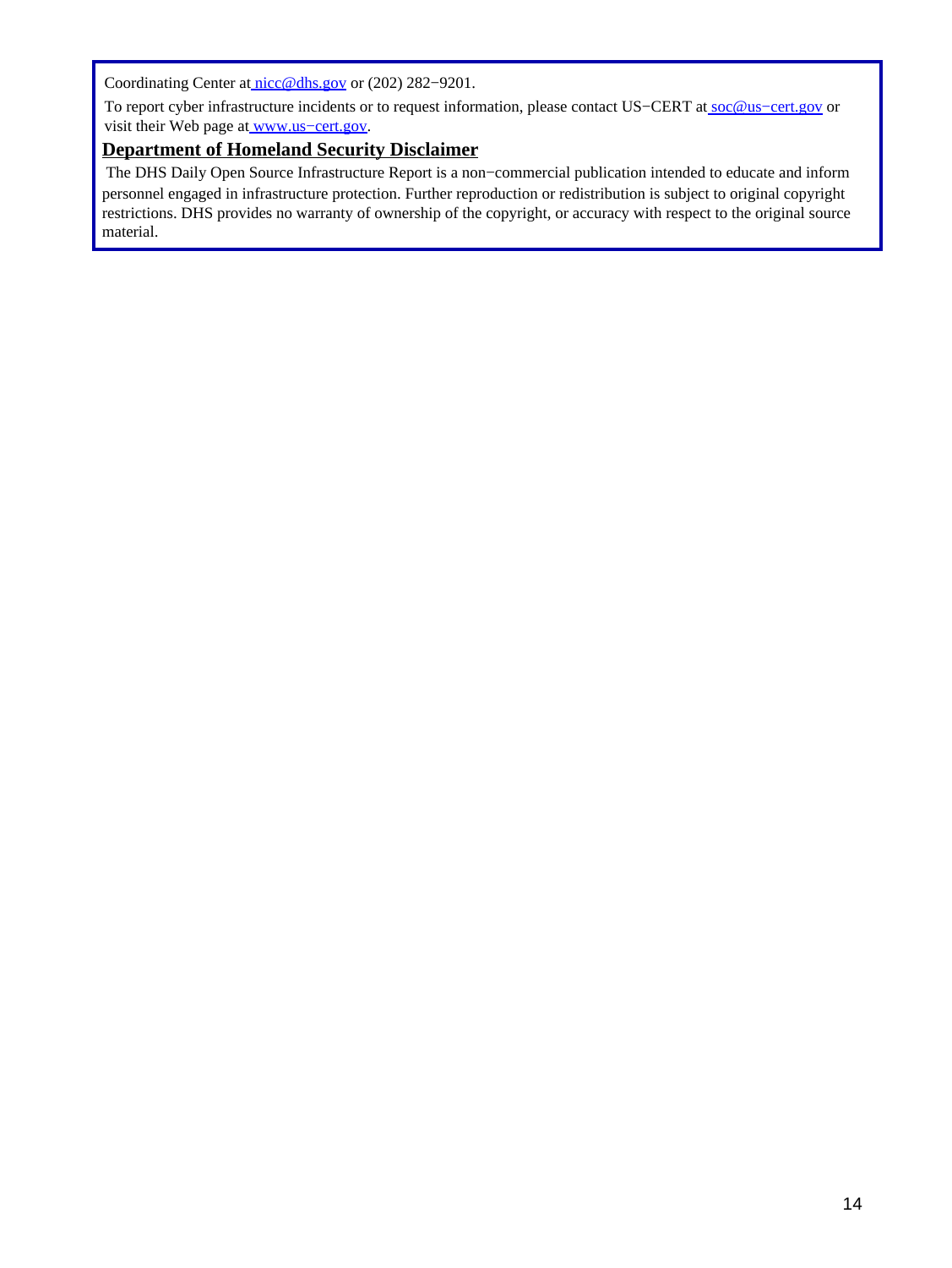Coordinating Center at nicc@dhs.gov or (202) 282−9201.

To report cyber infrastructure incidents or to request information, please contact US−CERT at soc@us−cert.gov or visit their Web page at www.us−cert.gov.

## Department of Homeland Security Disclaimer

The DHS Daily Open Source Infrastructure Report is a non−commercial publication intended to educate and inform personnel engaged in infrastructure protection. Further reproduction or redistribution is subject to original copyright restrictions. DHS provides no warranty of ownership of the copyright, or accuracy with respect to the original source material.